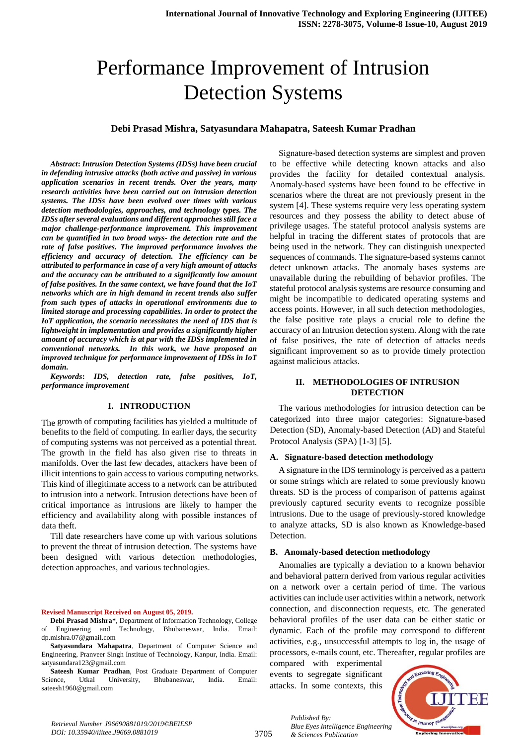# Performance Improvement of Intrusion Detection Systems

**Debi Prasad Mishra, Satyasundara Mahapatra, Sateesh Kumar Pradhan**

***Abstract*: *Intrusion Detection Systems (IDSs) have been crucial in defending intrusive attacks (both active and passive) in various application scenarios in recent trends. Over the years, many research activities have been carried out on intrusion detection systems. The IDSs have been evolved over times with various detection methodologies, approaches, and technology types. The IDSs after several evaluations and different approaches still face a major challenge-performance improvement. This improvement can be quantified in two broad ways- the detection rate and the rate of false positives. The improved performance involves the efficiency and accuracy of detection. The efficiency can be attributed to performance in case of a very high amount of attacks and the accuracy can be attributed to a significantly low amount of false positives. In the same context, we have found that the IoT networks which are in high demand in recent trends also suffer from such types of attacks in operational environments due to limited storage and processing capabilities. In order to protect the IoT application, the scenario necessitates the need of IDS that is lightweight in implementation and provides a significantly higher amount of accuracy which is at par with the IDSs implemented in conventional networks. In this work, we have proposed an improved technique for performance improvement of IDSs in IoT domain.***

***Keywords*: *IDS, detection rate, false positives, IoT, performance improvement***

## I. INTRODUCTION

The growth of computing facilities has yielded a multitude of benefits to the field of computing. In earlier days, the security of computing systems was not perceived as a potential threat. The growth in the field has also given rise to threats in manifolds. Over the last few decades, attackers have been of illicit intentions to gain access to various computing networks. This kind of illegitimate access to a network can be attributed to intrusion into a network. Intrusion detections have been of critical importance as intrusions are likely to hamper the efficiency and availability along with possible instances of data theft.

Till date researchers have come up with various solutions to prevent the threat of intrusion detection. The systems have been designed with various detection methodologies, detection approaches, and various technologies.

**Revised Manuscript Received on August 05, 2019.**

**Debi Prasad Mishra***, Department of Information Technology, College of Engineering and Technology, Bhubaneswar, India. Email: dp.mishra.07@gmail.com

**Satyasundara Mahapatra**, Department of Computer Science and Engineering, Pranveer Singh Institue of Technology, Kanpur, India. Email: satyasundara123@gmail.com

**Sateesh Kumar Pradhan**, Post Graduate Department of Computer Science, Utkal University, Bhubaneswar, India. Email: sateesh1960@gmail.com

Signature-based detection systems are simplest and proven to be effective while detecting known attacks and also provides the facility for detailed contextual analysis. Anomaly-based systems have been found to be effective in scenarios where the threat are not previously present in the system [4]. These systems require very less operating system resources and they possess the ability to detect abuse of privilege usages. The stateful protocol analysis systems are helpful in tracing the different states of protocols that are being used in the network. They can distinguish unexpected sequences of commands. The signature-based systems cannot detect unknown attacks. The anomaly bases systems are unavailable during the rebuilding of behavior profiles. The stateful protocol analysis systems are resource consuming and might be incompatible to dedicated operating systems and access points. However, in all such detection methodologies, the false positive rate plays a crucial role to define the accuracy of an Intrusion detection system. Along with the rate of false positives, the rate of detection of attacks needs significant improvement so as to provide timely protection against malicious attacks.

## II. METHODOLOGIES OF INTRUSION DETECTION

The various methodologies for intrusion detection can be categorized into three major categories: Signature-based Detection (SD), Anomaly-based Detection (AD) and Stateful Protocol Analysis (SPA) [1-3] [5].

### A. Signature-based detection methodology

A signature in the IDS terminology is perceived as a pattern or some strings which are related to some previously known threats. SD is the process of comparison of patterns against previously captured security events to recognize possible intrusions. Due to the usage of previously-stored knowledge to analyze attacks, SD is also known as Knowledge-based Detection.

### B. Anomaly-based detection methodology

Anomalies are typically a deviation to a known behavior and behavioral pattern derived from various regular activities on a network over a certain period of time. The various activities can include user activities within a network, network connection, and disconnection requests, etc. The generated behavioral profiles of the user data can be either static or dynamic. Each of the profile may correspond to different activities, e.g., unsuccessful attempts to log in, the usage of processors, e-mails count, etc. Thereafter, regular profiles are compared with experimental events to segregate significant attacks. In some contexts, this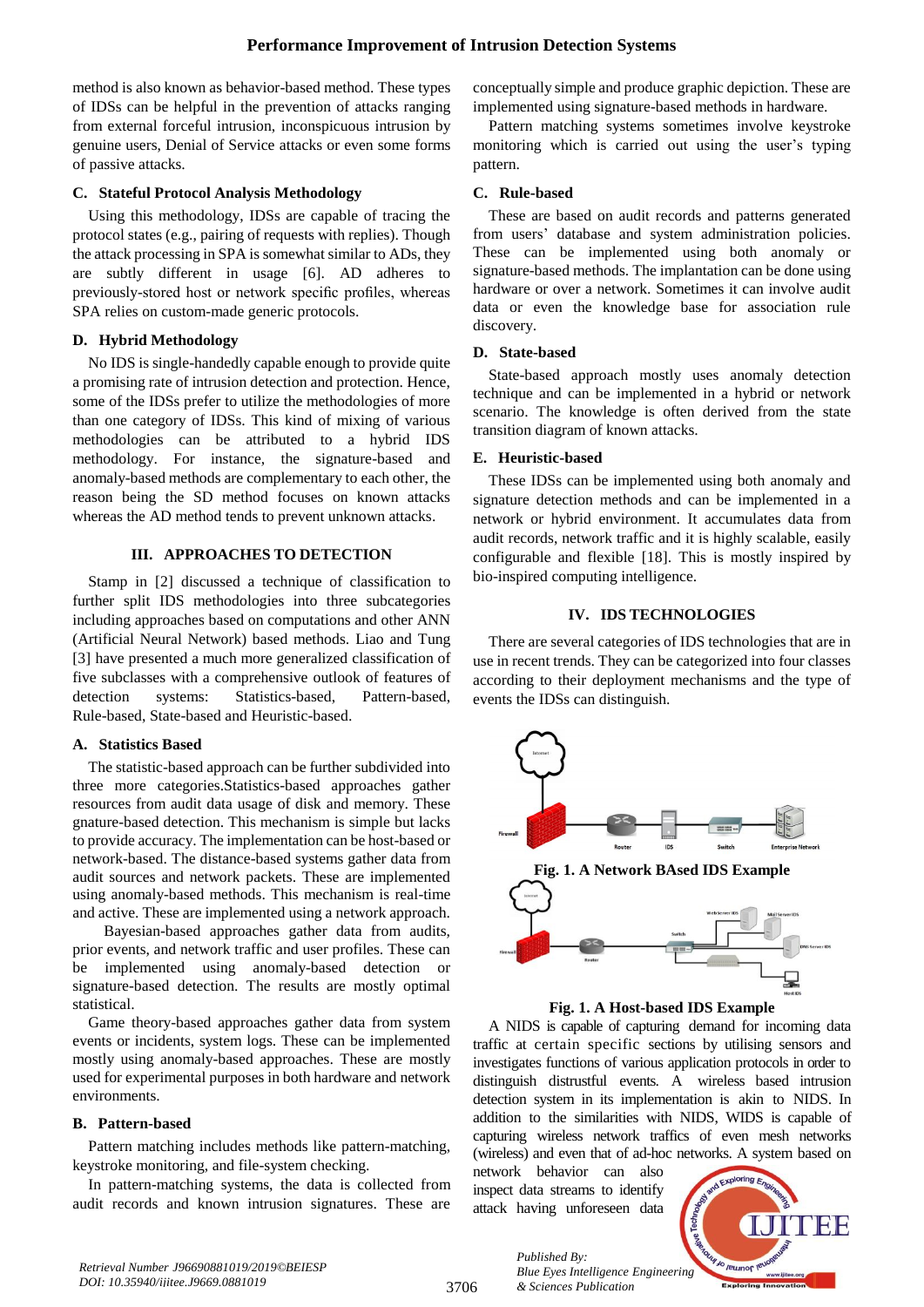method is also known as behavior-based method. These types of IDSs can be helpful in the prevention of attacks ranging from external forceful intrusion, inconspicuous intrusion by genuine users, Denial of Service attacks or even some forms of passive attacks.

### C. Stateful Protocol Analysis Methodology

Using this methodology, IDSs are capable of tracing the protocol states (e.g., pairing of requests with replies). Though the attack processing in SPA is somewhat similar to ADs, they are subtly different in usage [6]. AD adheres to previously-stored host or network specific profiles, whereas SPA relies on custom-made generic protocols.

### D. Hybrid Methodology

No IDS is single-handedly capable enough to provide quite a promising rate of intrusion detection and protection. Hence, some of the IDSs prefer to utilize the methodologies of more than one category of IDSs. This kind of mixing of various methodologies can be attributed to a hybrid IDS methodology. For instance, the signature-based and anomaly-based methods are complementary to each other, the reason being the SD method focuses on known attacks whereas the AD method tends to prevent unknown attacks.

## III. APPROACHES TO DETECTION

Stamp in [2] discussed a technique of classification to further split IDS methodologies into three subcategories including approaches based on computations and other ANN (Artificial Neural Network) based methods. Liao and Tung [3] have presented a much more generalized classification of five subclasses with a comprehensive outlook of features of detection systems: Statistics-based, Pattern-based, Rule-based, State-based and Heuristic-based.

### A. Statistics Based

The statistic-based approach can be further subdivided into three more categories.Statistics-based approaches gather resources from audit data usage of disk and memory. These gnature-based detection. This mechanism is simple but lacks to provide accuracy. The implementation can be host-based or network-based. The distance-based systems gather data from audit sources and network packets. These are implemented using anomaly-based methods. This mechanism is real-time and active. These are implemented using a network approach.

Bayesian-based approaches gather data from audits, prior events, and network traffic and user profiles. These can be implemented using anomaly-based detection or signature-based detection. The results are mostly optimal statistical.

Game theory-based approaches gather data from system events or incidents, system logs. These can be implemented mostly using anomaly-based approaches. These are mostly used for experimental purposes in both hardware and network environments.

### B. Pattern-based

Pattern matching includes methods like pattern-matching, keystroke monitoring, and file-system checking.

In pattern-matching systems, the data is collected from audit records and known intrusion signatures. These are conceptually simple and produce graphic depiction. These are implemented using signature-based methods in hardware.

Pattern matching systems sometimes involve keystroke monitoring which is carried out using the user's typing pattern.

### C. Rule-based

These are based on audit records and patterns generated from users' database and system administration policies. These can be implemented using both anomaly or signature-based methods. The implantation can be done using hardware or over a network. Sometimes it can involve audit data or even the knowledge base for association rule discovery.

### D. State-based

State-based approach mostly uses anomaly detection technique and can be implemented in a hybrid or network scenario. The knowledge is often derived from the state transition diagram of known attacks.

### E. Heuristic-based

These IDSs can be implemented using both anomaly and signature detection methods and can be implemented in a network or hybrid environment. It accumulates data from audit records, network traffic and it is highly scalable, easily configurable and flexible [18]. This is mostly inspired by bio-inspired computing intelligence.

## IV. IDS TECHNOLOGIES

There are several categories of IDS technologies that are in use in recent trends. They can be categorized into four classes according to their deployment mechanisms and the type of events the IDSs can distinguish.

**Fig. 1. A Network BAsed IDS Example**

**Fig. 1. A Host-based IDS Example**

A NIDS is capable of capturing demand for incoming data traffic at certain specific sections by utilising sensors and investigates functions of various application protocols in order to distinguish distrustful events. A wireless based intrusion detection system in its implementation is akin to NIDS. In addition to the similarities with NIDS, WIDS is capable of capturing wireless network traffics of even mesh networks (wireless) and even that of ad-hoc networks. A system based on network behavior can also inspect data streams to identify attack having unforeseen data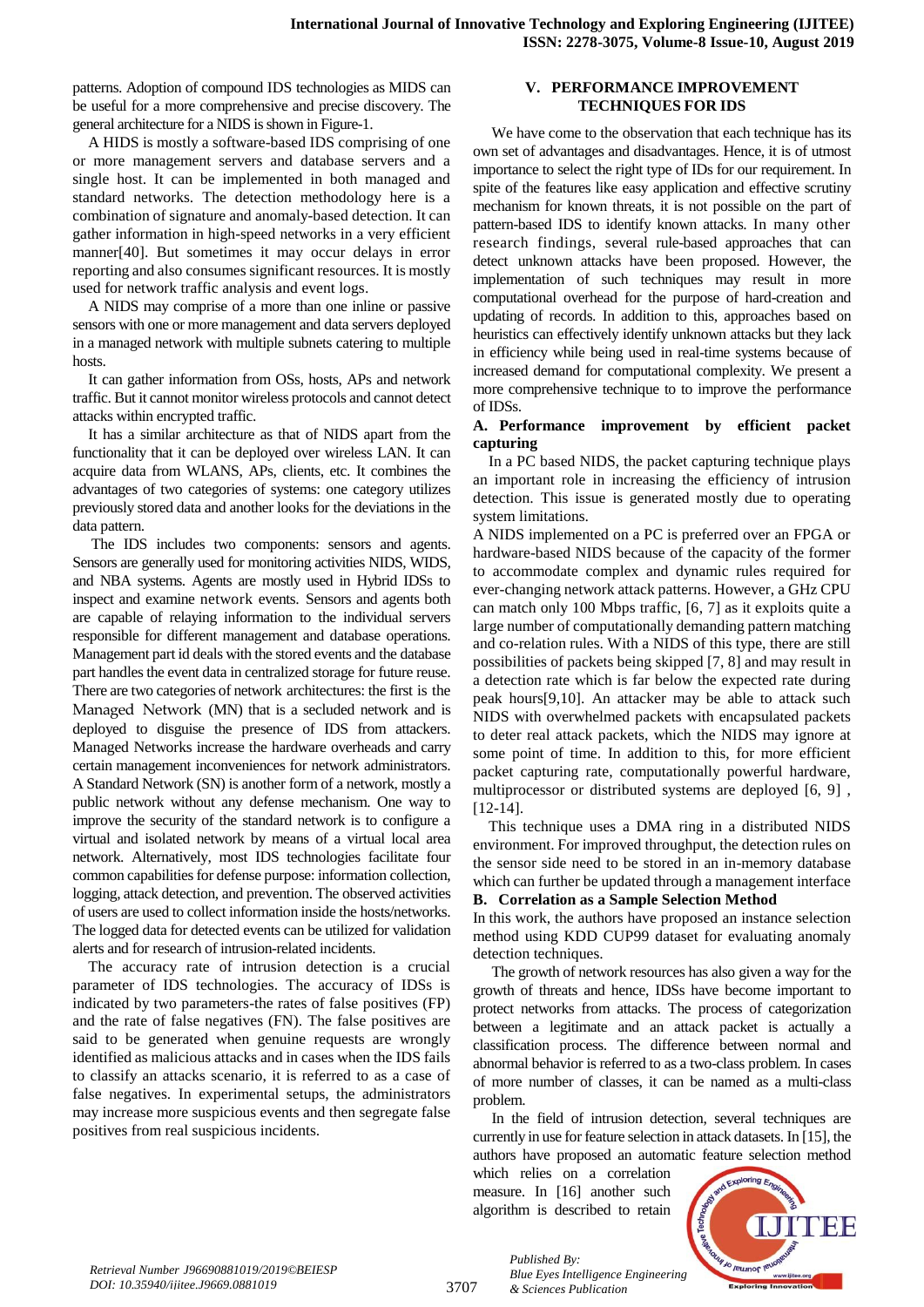patterns. Adoption of compound IDS technologies as MIDS can be useful for a more comprehensive and precise discovery. The general architecture for a NIDS is shown in Figure-1.

A HIDS is mostly a software-based IDS comprising of one or more management servers and database servers and a single host. It can be implemented in both managed and standard networks. The detection methodology here is a combination of signature and anomaly-based detection. It can gather information in high-speed networks in a very efficient manner[40]. But sometimes it may occur delays in error reporting and also consumes significant resources. It is mostly used for network traffic analysis and event logs.

A NIDS may comprise of a more than one inline or passive sensors with one or more management and data servers deployed in a managed network with multiple subnets catering to multiple hosts.

It can gather information from OSs, hosts, APs and network traffic. But it cannot monitor wireless protocols and cannot detect attacks within encrypted traffic.

It has a similar architecture as that of NIDS apart from the functionality that it can be deployed over wireless LAN. It can acquire data from WLANS, APs, clients, etc. It combines the advantages of two categories of systems: one category utilizes previously stored data and another looks for the deviations in the data pattern.

The IDS includes two components: sensors and agents. Sensors are generally used for monitoring activities NIDS, WIDS, and NBA systems. Agents are mostly used in Hybrid IDSs to inspect and examine network events. Sensors and agents both are capable of relaying information to the individual servers responsible for different management and database operations. Management part id deals with the stored events and the database part handles the event data in centralized storage for future reuse. There are two categories of network architectures: the first is the Managed Network (MN) that is a secluded network and is deployed to disguise the presence of IDS from attackers. Managed Networks increase the hardware overheads and carry certain management inconveniences for network administrators. A Standard Network (SN) is another form of a network, mostly a public network without any defense mechanism. One way to improve the security of the standard network is to configure a virtual and isolated network by means of a virtual local area network. Alternatively, most IDS technologies facilitate four common capabilities for defense purpose: information collection, logging, attack detection, and prevention. The observed activities of users are used to collect information inside the hosts/networks. The logged data for detected events can be utilized for validation alerts and for research of intrusion-related incidents.

The accuracy rate of intrusion detection is a crucial parameter of IDS technologies. The accuracy of IDSs is indicated by two parameters-the rates of false positives (FP) and the rate of false negatives (FN). The false positives are said to be generated when genuine requests are wrongly identified as malicious attacks and in cases when the IDS fails to classify an attacks scenario, it is referred to as a case of false negatives. In experimental setups, the administrators may increase more suspicious events and then segregate false positives from real suspicious incidents.

## V. PERFORMANCE IMPROVEMENT TECHNIQUES FOR IDS

We have come to the observation that each technique has its own set of advantages and disadvantages. Hence, it is of utmost importance to select the right type of IDs for our requirement. In spite of the features like easy application and effective scrutiny mechanism for known threats, it is not possible on the part of pattern-based IDS to identify known attacks. In many other research findings, several rule-based approaches that can detect unknown attacks have been proposed. However, the implementation of such techniques may result in more computational overhead for the purpose of hard-creation and updating of records. In addition to this, approaches based on heuristics can effectively identify unknown attacks but they lack in efficiency while being used in real-time systems because of increased demand for computational complexity. We present a more comprehensive technique to to improve the performance of IDSs.

### A. Performance improvement by efficient packet capturing

In a PC based NIDS, the packet capturing technique plays an important role in increasing the efficiency of intrusion detection. This issue is generated mostly due to operating system limitations.

A NIDS implemented on a PC is preferred over an FPGA or hardware-based NIDS because of the capacity of the former to accommodate complex and dynamic rules required for ever-changing network attack patterns. However, a GHz CPU can match only 100 Mbps traffic, [6, 7] as it exploits quite a large number of computationally demanding pattern matching and co-relation rules. With a NIDS of this type, there are still possibilities of packets being skipped [7, 8] and may result in a detection rate which is far below the expected rate during peak hours[9,10]. An attacker may be able to attack such NIDS with overwhelmed packets with encapsulated packets to deter real attack packets, which the NIDS may ignore at some point of time. In addition to this, for more efficient packet capturing rate, computationally powerful hardware, multiprocessor or distributed systems are deployed [6, 9] , [12-14].

This technique uses a DMA ring in a distributed NIDS environment. For improved throughput, the detection rules on the sensor side need to be stored in an in-memory database which can further be updated through a management interface

### B. Correlation as a Sample Selection Method

In this work, the authors have proposed an instance selection method using KDD CUP99 dataset for evaluating anomaly detection techniques.

The growth of network resources has also given a way for the growth of threats and hence, IDSs have become important to protect networks from attacks. The process of categorization between a legitimate and an attack packet is actually a classification process. The difference between normal and abnormal behavior is referred to as a two-class problem. In cases of more number of classes, it can be named as a multi-class problem.

In the field of intrusion detection, several techniques are currently in use for feature selection in attack datasets. In [15], the authors have proposed an automatic feature selection method which relies on a correlation measure. In [16] another such algorithm is described to retain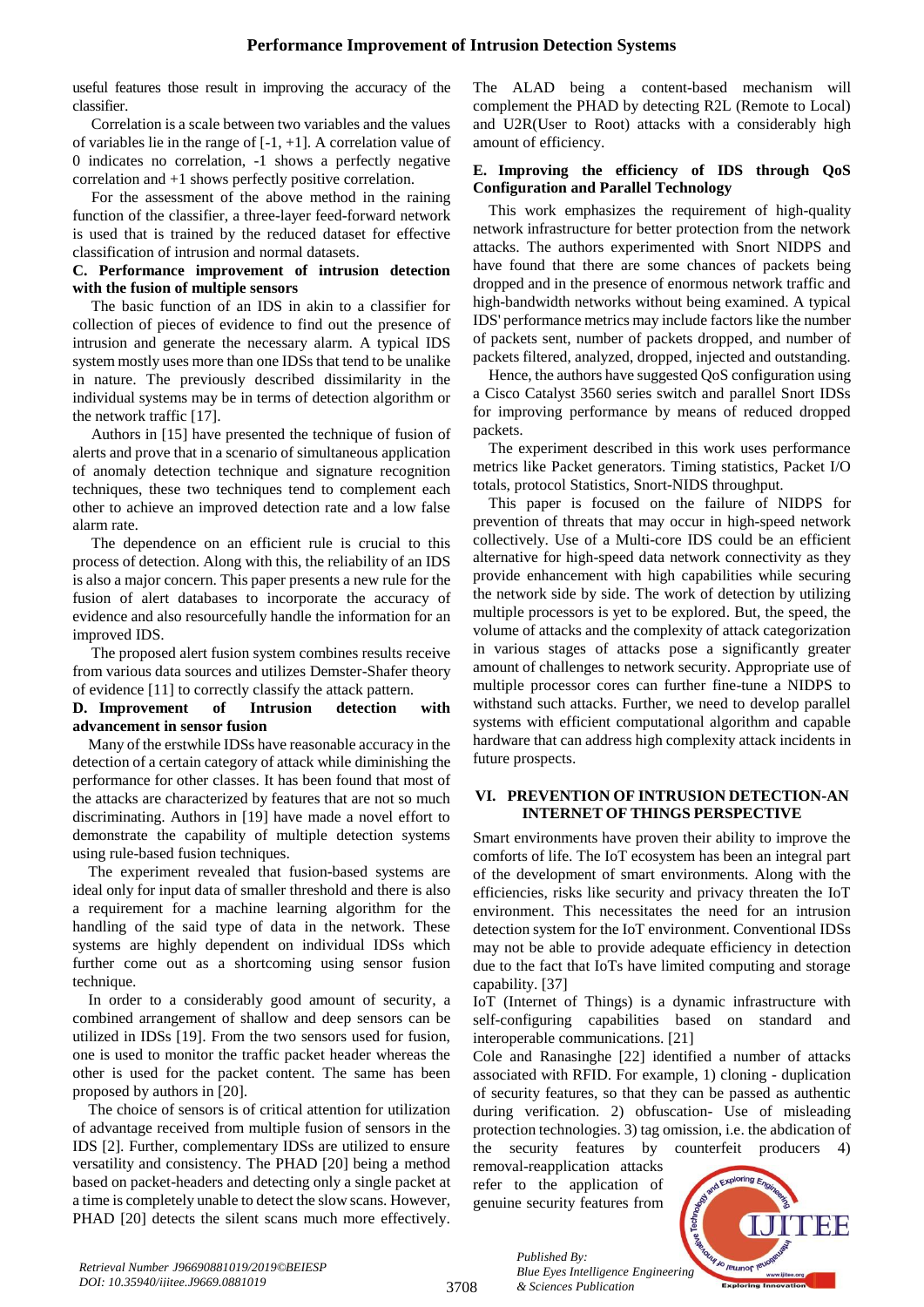useful features those result in improving the accuracy of the classifier.

Correlation is a scale between two variables and the values of variables lie in the range of [-1, +1]. A correlation value of 0 indicates no correlation, -1 shows a perfectly negative correlation and +1 shows perfectly positive correlation.

For the assessment of the above method in the raining function of the classifier, a three-layer feed-forward network is used that is trained by the reduced dataset for effective classification of intrusion and normal datasets.

### C. Performance improvement of intrusion detection with the fusion of multiple sensors

The basic function of an IDS in akin to a classifier for collection of pieces of evidence to find out the presence of intrusion and generate the necessary alarm. A typical IDS system mostly uses more than one IDSs that tend to be unalike in nature. The previously described dissimilarity in the individual systems may be in terms of detection algorithm or the network traffic [17].

Authors in [15] have presented the technique of fusion of alerts and prove that in a scenario of simultaneous application of anomaly detection technique and signature recognition techniques, these two techniques tend to complement each other to achieve an improved detection rate and a low false alarm rate.

The dependence on an efficient rule is crucial to this process of detection. Along with this, the reliability of an IDS is also a major concern. This paper presents a new rule for the fusion of alert databases to incorporate the accuracy of evidence and also resourcefully handle the information for an improved IDS.

The proposed alert fusion system combines results receive from various data sources and utilizes Demster-Shafer theory of evidence [11] to correctly classify the attack pattern.

### D. Improvement of Intrusion detection with advancement in sensor fusion

Many of the erstwhile IDSs have reasonable accuracy in the detection of a certain category of attack while diminishing the performance for other classes. It has been found that most of the attacks are characterized by features that are not so much discriminating. Authors in [19] have made a novel effort to demonstrate the capability of multiple detection systems using rule-based fusion techniques.

The experiment revealed that fusion-based systems are ideal only for input data of smaller threshold and there is also a requirement for a machine learning algorithm for the handling of the said type of data in the network. These systems are highly dependent on individual IDSs which further come out as a shortcoming using sensor fusion technique.

In order to a considerably good amount of security, a combined arrangement of shallow and deep sensors can be utilized in IDSs [19]. From the two sensors used for fusion, one is used to monitor the traffic packet header whereas the other is used for the packet content. The same has been proposed by authors in [20].

The choice of sensors is of critical attention for utilization of advantage received from multiple fusion of sensors in the IDS [2]. Further, complementary IDSs are utilized to ensure versatility and consistency. The PHAD [20] being a method based on packet-headers and detecting only a single packet at a time is completely unable to detect the slow scans. However, PHAD [20] detects the silent scans much more effectively. The ALAD being a content-based mechanism will complement the PHAD by detecting R2L (Remote to Local) and U2R(User to Root) attacks with a considerably high amount of efficiency.

### E. Improving the efficiency of IDS through QoS Configuration and Parallel Technology

This work emphasizes the requirement of high-quality network infrastructure for better protection from the network attacks. The authors experimented with Snort NIDPS and have found that there are some chances of packets being dropped and in the presence of enormous network traffic and high-bandwidth networks without being examined. A typical IDS' performance metrics may include factors like the number of packets sent, number of packets dropped, and number of packets filtered, analyzed, dropped, injected and outstanding.

Hence, the authors have suggested QoS configuration using a Cisco Catalyst 3560 series switch and parallel Snort IDSs for improving performance by means of reduced dropped packets.

The experiment described in this work uses performance metrics like Packet generators. Timing statistics, Packet I/O totals, protocol Statistics, Snort-NIDS throughput.

This paper is focused on the failure of NIDPS for prevention of threats that may occur in high-speed network collectively. Use of a Multi-core IDS could be an efficient alternative for high-speed data network connectivity as they provide enhancement with high capabilities while securing the network side by side. The work of detection by utilizing multiple processors is yet to be explored. But, the speed, the volume of attacks and the complexity of attack categorization in various stages of attacks pose a significantly greater amount of challenges to network security. Appropriate use of multiple processor cores can further fine-tune a NIDPS to withstand such attacks. Further, we need to develop parallel systems with efficient computational algorithm and capable hardware that can address high complexity attack incidents in future prospects.

## VI. PREVENTION OF INTRUSION DETECTION-AN INTERNET OF THINGS PERSPECTIVE

Smart environments have proven their ability to improve the comforts of life. The IoT ecosystem has been an integral part of the development of smart environments. Along with the efficiencies, risks like security and privacy threaten the IoT environment. This necessitates the need for an intrusion detection system for the IoT environment. Conventional IDSs may not be able to provide adequate efficiency in detection due to the fact that IoTs have limited computing and storage capability. [37]

IoT (Internet of Things) is a dynamic infrastructure with self-configuring capabilities based on standard and interoperable communications. [21]

Cole and Ranasinghe [22] identified a number of attacks associated with RFID. For example, 1) cloning - duplication of security features, so that they can be passed as authentic during verification. 2) obfuscation- Use of misleading protection technologies. 3) tag omission, i.e. the abdication of the security features by counterfeit producers 4) removal-reapplication attacks refer to the application of genuine security features from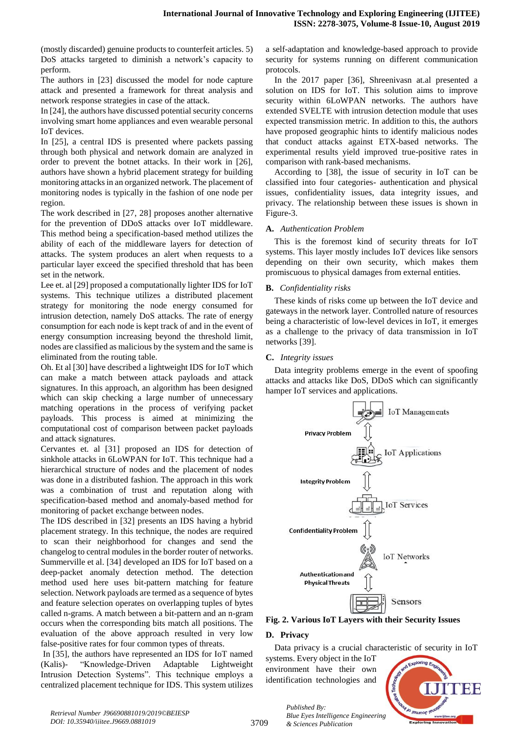(mostly discarded) genuine products to counterfeit articles. 5) DoS attacks targeted to diminish a network's capacity to perform.

The authors in [23] discussed the model for node capture attack and presented a framework for threat analysis and network response strategies in case of the attack.

In [24], the authors have discussed potential security concerns involving smart home appliances and even wearable personal IoT devices.

In [25], a central IDS is presented where packets passing through both physical and network domain are analyzed in order to prevent the botnet attacks. In their work in [26], authors have shown a hybrid placement strategy for building monitoring attacks in an organized network. The placement of monitoring nodes is typically in the fashion of one node per region.

The work described in [27, 28] proposes another alternative for the prevention of DDoS attacks over IoT middleware. This method being a specification-based method utilizes the ability of each of the middleware layers for detection of attacks. The system produces an alert when requests to a particular layer exceed the specified threshold that has been set in the network.

Lee et. al [29] proposed a computationally lighter IDS for IoT systems. This technique utilizes a distributed placement strategy for monitoring the node energy consumed for intrusion detection, namely DoS attacks. The rate of energy consumption for each node is kept track of and in the event of energy consumption increasing beyond the threshold limit, nodes are classified as malicious by the system and the same is eliminated from the routing table.

Oh. Et al [30] have described a lightweight IDS for IoT which can make a match between attack payloads and attack signatures. In this approach, an algorithm has been designed which can skip checking a large number of unnecessary matching operations in the process of verifying packet payloads. This process is aimed at minimizing the computational cost of comparison between packet payloads and attack signatures.

Cervantes et. al [31] proposed an IDS for detection of sinkhole attacks in 6LoWPAN for IoT. This technique had a hierarchical structure of nodes and the placement of nodes was done in a distributed fashion. The approach in this work was a combination of trust and reputation along with specification-based method and anomaly-based method for monitoring of packet exchange between nodes.

The IDS described in [32] presents an IDS having a hybrid placement strategy. In this technique, the nodes are required to scan their neighborhood for changes and send the changelog to central modules in the border router of networks. Summerville et al. [34] developed an IDS for IoT based on a deep-packet anomaly detection method. The detection method used here uses bit-pattern matching for feature selection. Network payloads are termed as a sequence of bytes and feature selection operates on overlapping tuples of bytes called n-grams. A match between a bit-pattern and an n-gram occurs when the corresponding bits match all positions. The evaluation of the above approach resulted in very low false-positive rates for four common types of threats.

In [35], the authors have represented an IDS for IoT named (Kalis)- "Knowledge-Driven Adaptable Lightweight Intrusion Detection Systems". This technique employs a centralized placement technique for IDS. This system utilizes a self-adaptation and knowledge-based approach to provide security for systems running on different communication protocols.

In the 2017 paper [36], Shreenivasn at.al presented a solution on IDS for IoT. This solution aims to improve security within 6LoWPAN networks. The authors have extended SVELTE with intrusion detection module that uses expected transmission metric. In addition to this, the authors have proposed geographic hints to identify malicious nodes that conduct attacks against ETX-based networks. The experimental results yield improved true-positive rates in comparison with rank-based mechanisms.

According to [38], the issue of security in IoT can be classified into four categories- authentication and physical issues, confidentiality issues, data integrity issues, and privacy. The relationship between these issues is shown in Figure-3.

### A. *Authentication Problem*

This is the foremost kind of security threats for IoT systems. This layer mostly includes IoT devices like sensors depending on their own security, which makes them promiscuous to physical damages from external entities.

### B. *Confidentiality risks*

These kinds of risks come up between the IoT device and gateways in the network layer. Controlled nature of resources being a characteristic of low-level devices in IoT, it emerges as a challenge to the privacy of data transmission in IoT networks [39].

### C. *Integrity issues*

Data integrity problems emerge in the event of spoofing attacks and attacks like DoS, DDoS which can significantly hamper IoT services and applications.

**Fig. 2. Various IoT Layers with their Security Issues**

### D. Privacy

Data privacy is a crucial characteristic of security in IoT systems. Every object in the IoT environment have their own identification technologies and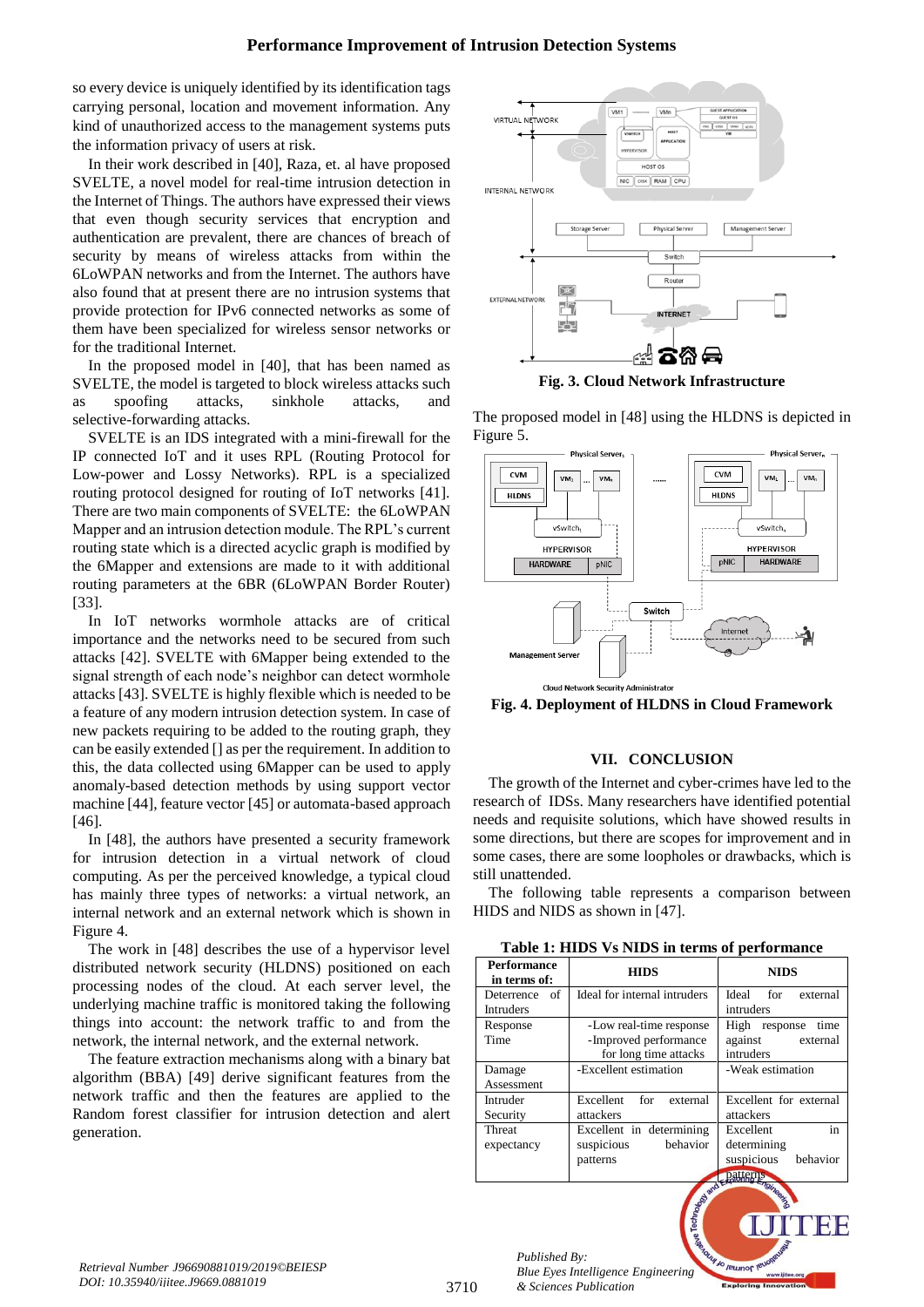so every device is uniquely identified by its identification tags carrying personal, location and movement information. Any kind of unauthorized access to the management systems puts the information privacy of users at risk.

In their work described in [40], Raza, et. al have proposed SVELTE, a novel model for real-time intrusion detection in the Internet of Things. The authors have expressed their views that even though security services that encryption and authentication are prevalent, there are chances of breach of security by means of wireless attacks from within the 6LoWPAN networks and from the Internet. The authors have also found that at present there are no intrusion systems that provide protection for IPv6 connected networks as some of them have been specialized for wireless sensor networks or for the traditional Internet.

In the proposed model in [40], that has been named as SVELTE, the model is targeted to block wireless attacks such as spoofing attacks, sinkhole attacks, and selective-forwarding attacks.

SVELTE is an IDS integrated with a mini-firewall for the IP connected IoT and it uses RPL (Routing Protocol for Low-power and Lossy Networks). RPL is a specialized routing protocol designed for routing of IoT networks [41]. There are two main components of SVELTE: the 6LoWPAN Mapper and an intrusion detection module. The RPL's current routing state which is a directed acyclic graph is modified by the 6Mapper and extensions are made to it with additional routing parameters at the 6BR (6LoWPAN Border Router) [33].

In IoT networks wormhole attacks are of critical importance and the networks need to be secured from such attacks [42]. SVELTE with 6Mapper being extended to the signal strength of each node's neighbor can detect wormhole attacks [43]. SVELTE is highly flexible which is needed to be a feature of any modern intrusion detection system. In case of new packets requiring to be added to the routing graph, they can be easily extended [] as per the requirement. In addition to this, the data collected using 6Mapper can be used to apply anomaly-based detection methods by using support vector machine [44], feature vector [45] or automata-based approach [46].

In [48], the authors have presented a security framework for intrusion detection in a virtual network of cloud computing. As per the perceived knowledge, a typical cloud has mainly three types of networks: a virtual network, an internal network and an external network which is shown in Figure 4.

The work in [48] describes the use of a hypervisor level distributed network security (HLDNS) positioned on each processing nodes of the cloud. At each server level, the underlying machine traffic is monitored taking the following things into account: the network traffic to and from the network, the internal network, and the external network.

The feature extraction mechanisms along with a binary bat algorithm (BBA) [49] derive significant features from the network traffic and then the features are applied to the Random forest classifier for intrusion detection and alert generation.

**Fig. 3. Cloud Network Infrastructure**

The proposed model in [48] using the HLDNS is depicted in Figure 5.

**Fig. 4. Deployment of HLDNS in Cloud Framework**

## VII. CONCLUSION

The growth of the Internet and cyber-crimes have led to the research of IDSs. Many researchers have identified potential needs and requisite solutions, which have showed results in some directions, but there are scopes for improvement and in some cases, there are some loopholes or drawbacks, which is still unattended.

The following table represents a comparison between HIDS and NIDS as shown in [47].

**Table 1: HIDS Vs NIDS in terms of performance**

| Performance in terms of: | HIDS | NIDS |
|---|---|---|
| Deterrence of Intruders | Ideal for internal intruders | Ideal for external intruders |
| Response Time | -Low real-time response<br>-Improved performance for long time attacks | High response time against external intruders |
| Damage Assessment | -Excellent estimation | -Weak estimation |
| Intruder Security | Excellent for external attackers | Excellent for external attackers |
| Threat expectancy | Excellent in determining suspicious behavior patterns | Excellent in determining suspicious behavior patterns |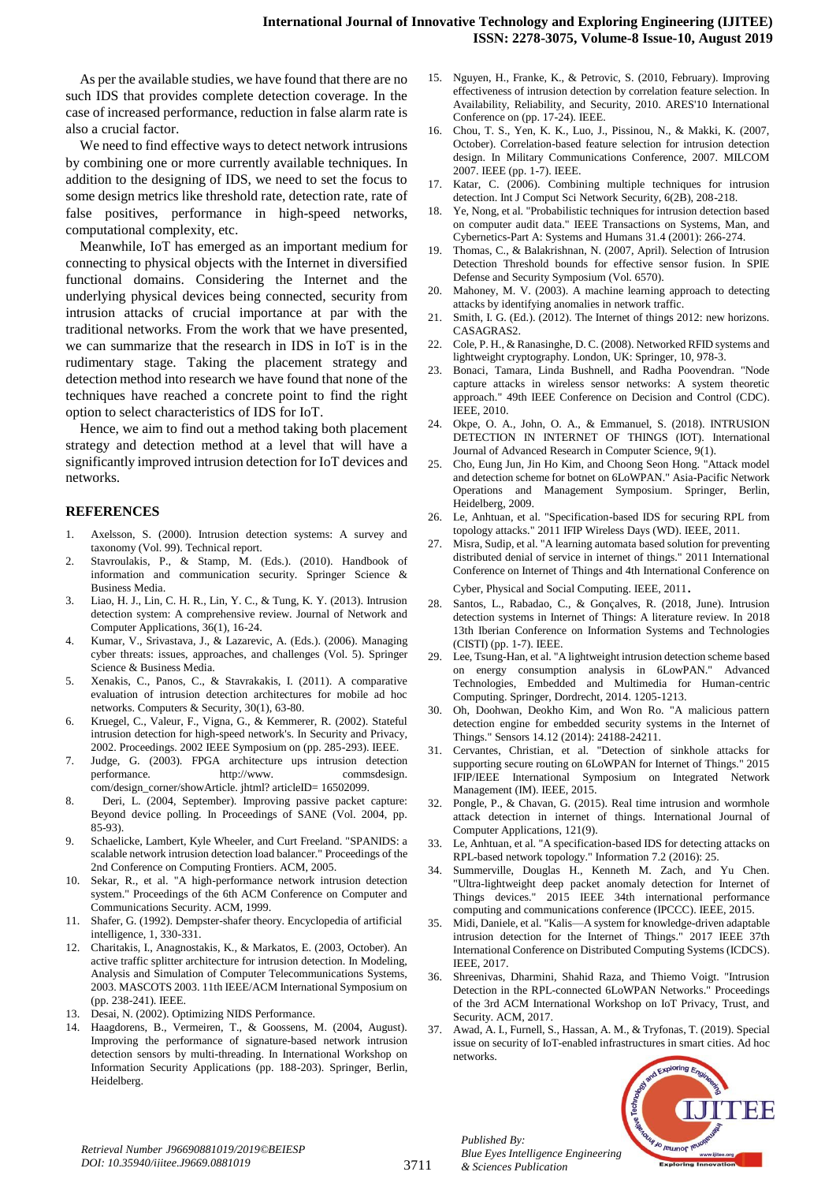As per the available studies, we have found that there are no such IDS that provides complete detection coverage. In the case of increased performance, reduction in false alarm rate is also a crucial factor.

We need to find effective ways to detect network intrusions by combining one or more currently available techniques. In addition to the designing of IDS, we need to set the focus to some design metrics like threshold rate, detection rate, rate of false positives, performance in high-speed networks, computational complexity, etc.

Meanwhile, IoT has emerged as an important medium for connecting to physical objects with the Internet in diversified functional domains. Considering the Internet and the underlying physical devices being connected, security from intrusion attacks of crucial importance at par with the traditional networks. From the work that we have presented, we can summarize that the research in IDS in IoT is in the rudimentary stage. Taking the placement strategy and detection method into research we have found that none of the techniques have reached a concrete point to find the right option to select characteristics of IDS for IoT.

Hence, we aim to find out a method taking both placement strategy and detection method at a level that will have a significantly improved intrusion detection for IoT devices and networks.

## REFERENCES

1. Axelsson, S. (2000). Intrusion detection systems: A survey and taxonomy (Vol. 99). Technical report.
2. Stavroulakis, P., & Stamp, M. (Eds.). (2010). Handbook of information and communication security. Springer Science & Business Media.
3. Liao, H. J., Lin, C. H. R., Lin, Y. C., & Tung, K. Y. (2013). Intrusion detection system: A comprehensive review. Journal of Network and Computer Applications, 36(1), 16-24.
4. Kumar, V., Srivastava, J., & Lazarevic, A. (Eds.). (2006). Managing cyber threats: issues, approaches, and challenges (Vol. 5). Springer Science & Business Media.
5. Xenakis, C., Panos, C., & Stavrakakis, I. (2011). A comparative evaluation of intrusion detection architectures for mobile ad hoc networks. Computers & Security, 30(1), 63-80.
6. Kruegel, C., Valeur, F., Vigna, G., & Kemmerer, R. (2002). Stateful intrusion detection for high-speed network's. In Security and Privacy, 2002. Proceedings. 2002 IEEE Symposium on (pp. 285-293). IEEE.
7. Judge, G. (2003). FPGA architecture ups intrusion detection performance. http://www. commsdesign. com/design_corner/showArticle. jhtml? articleID= 16502099.
8. Deri, L. (2004, September). Improving passive packet capture: Beyond device polling. In Proceedings of SANE (Vol. 2004, pp. 85-93).
9. Schaelicke, Lambert, Kyle Wheeler, and Curt Freeland. "SPANIDS: a scalable network intrusion detection load balancer." Proceedings of the 2nd Conference on Computing Frontiers. ACM, 2005.
10. Sekar, R., et al. "A high-performance network intrusion detection system." Proceedings of the 6th ACM Conference on Computer and Communications Security. ACM, 1999.
11. Shafer, G. (1992). Dempster-shafer theory. Encyclopedia of artificial intelligence, 1, 330-331.
12. Charitakis, I., Anagnostakis, K., & Markatos, E. (2003, October). An active traffic splitter architecture for intrusion detection. In Modeling, Analysis and Simulation of Computer Telecommunications Systems, 2003. MASCOTS 2003. 11th IEEE/ACM International Symposium on (pp. 238-241). IEEE.
13. Desai, N. (2002). Optimizing NIDS Performance.
14. Haagdorens, B., Vermeiren, T., & Goossens, M. (2004, August). Improving the performance of signature-based network intrusion detection sensors by multi-threading. In International Workshop on Information Security Applications (pp. 188-203). Springer, Berlin, Heidelberg.
15. Nguyen, H., Franke, K., & Petrovic, S. (2010, February). Improving effectiveness of intrusion detection by correlation feature selection. In Availability, Reliability, and Security, 2010. ARES'10 International Conference on (pp. 17-24). IEEE.
16. Chou, T. S., Yen, K. K., Luo, J., Pissinou, N., & Makki, K. (2007, October). Correlation-based feature selection for intrusion detection design. In Military Communications Conference, 2007. MILCOM 2007. IEEE (pp. 1-7). IEEE.
17. Katar, C. (2006). Combining multiple techniques for intrusion detection. Int J Comput Sci Network Security, 6(2B), 208-218.
18. Ye, Nong, et al. "Probabilistic techniques for intrusion detection based on computer audit data." IEEE Transactions on Systems, Man, and Cybernetics-Part A: Systems and Humans 31.4 (2001): 266-274.
19. Thomas, C., & Balakrishnan, N. (2007, April). Selection of Intrusion Detection Threshold bounds for effective sensor fusion. In SPIE Defense and Security Symposium (Vol. 6570).
20. Mahoney, M. V. (2003). A machine learning approach to detecting attacks by identifying anomalies in network traffic.
21. Smith, I. G. (Ed.). (2012). The Internet of things 2012: new horizons. CASAGRAS2.
22. Cole, P. H., & Ranasinghe, D. C. (2008). Networked RFID systems and lightweight cryptography. London, UK: Springer, 10, 978-3.
23. Bonaci, Tamara, Linda Bushnell, and Radha Poovendran. "Node capture attacks in wireless sensor networks: A system theoretic approach." 49th IEEE Conference on Decision and Control (CDC). IEEE, 2010.
24. Okpe, O. A., John, O. A., & Emmanuel, S. (2018). INTRUSION DETECTION IN INTERNET OF THINGS (IOT). International Journal of Advanced Research in Computer Science, 9(1).
25. Cho, Eung Jun, Jin Ho Kim, and Choong Seon Hong. "Attack model and detection scheme for botnet on 6LoWPAN." Asia-Pacific Network Operations and Management Symposium. Springer, Berlin, Heidelberg, 2009.
26. Le, Anhtuan, et al. "Specification-based IDS for securing RPL from topology attacks." 2011 IFIP Wireless Days (WD). IEEE, 2011.
27. Misra, Sudip, et al. "A learning automata based solution for preventing distributed denial of service in internet of things." 2011 International Conference on Internet of Things and 4th International Conference on Cyber, Physical and Social Computing. IEEE, 2011.
28. Santos, L., Rabadao, C., & Gonçalves, R. (2018, June). Intrusion detection systems in Internet of Things: A literature review. In 2018 13th Iberian Conference on Information Systems and Technologies (CISTI) (pp. 1-7). IEEE.
29. Lee, Tsung-Han, et al. "A lightweight intrusion detection scheme based on energy consumption analysis in 6LowPAN." Advanced Technologies, Embedded and Multimedia for Human-centric Computing. Springer, Dordrecht, 2014. 1205-1213.
30. Oh, Doohwan, Deokho Kim, and Won Ro. "A malicious pattern detection engine for embedded security systems in the Internet of Things." Sensors 14.12 (2014): 24188-24211.
31. Cervantes, Christian, et al. "Detection of sinkhole attacks for supporting secure routing on 6LoWPAN for Internet of Things." 2015 IFIP/IEEE International Symposium on Integrated Network Management (IM). IEEE, 2015.
32. Pongle, P., & Chavan, G. (2015). Real time intrusion and wormhole attack detection in internet of things. International Journal of Computer Applications, 121(9).
33. Le, Anhtuan, et al. "A specification-based IDS for detecting attacks on RPL-based network topology." Information 7.2 (2016): 25.
34. Summerville, Douglas H., Kenneth M. Zach, and Yu Chen. "Ultra-lightweight deep packet anomaly detection for Internet of Things devices." 2015 IEEE 34th international performance computing and communications conference (IPCCC). IEEE, 2015.
35. Midi, Daniele, et al. "Kalis—A system for knowledge-driven adaptable intrusion detection for the Internet of Things." 2017 IEEE 37th International Conference on Distributed Computing Systems (ICDCS). IEEE, 2017.
36. Shreenivas, Dharmini, Shahid Raza, and Thiemo Voigt. "Intrusion Detection in the RPL-connected 6LoWPAN Networks." Proceedings of the 3rd ACM International Workshop on IoT Privacy, Trust, and Security. ACM, 2017.
37. Awad, A. I., Furnell, S., Hassan, A. M., & Tryfonas, T. (2019). Special issue on security of IoT-enabled infrastructures in smart cities. Ad hoc networks.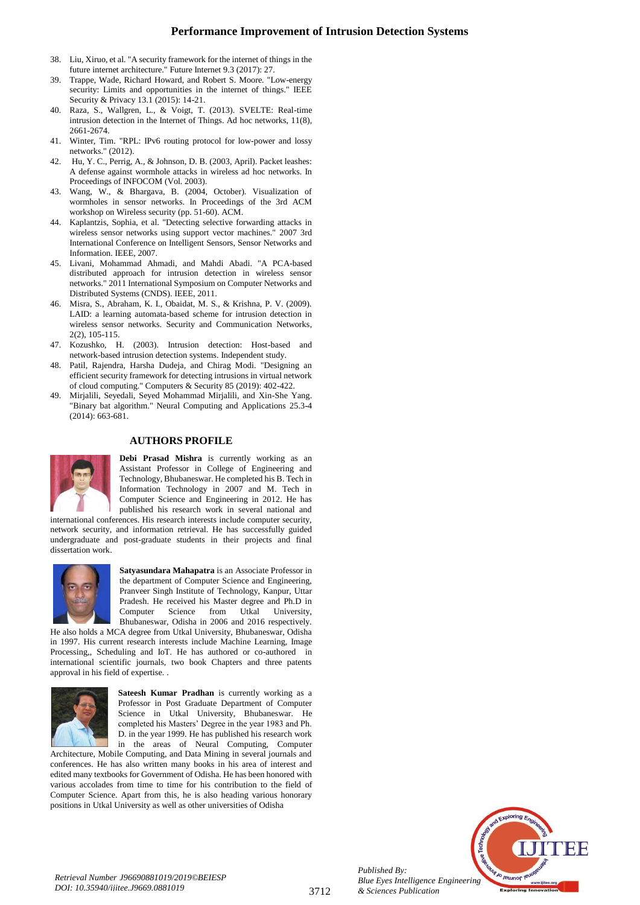38. Liu, Xiruo, et al. "A security framework for the internet of things in the future internet architecture." Future Internet 9.3 (2017): 27.
39. Trappe, Wade, Richard Howard, and Robert S. Moore. "Low-energy security: Limits and opportunities in the internet of things." IEEE Security & Privacy 13.1 (2015): 14-21.
40. Raza, S., Wallgren, L., & Voigt, T. (2013). SVELTE: Real-time intrusion detection in the Internet of Things. Ad hoc networks, 11(8), 2661-2674.
41. Winter, Tim. "RPL: IPv6 routing protocol for low-power and lossy networks." (2012).
42. Hu, Y. C., Perrig, A., & Johnson, D. B. (2003, April). Packet leashes: A defense against wormhole attacks in wireless ad hoc networks. In Proceedings of INFOCOM (Vol. 2003).
43. Wang, W., & Bhargava, B. (2004, October). Visualization of wormholes in sensor networks. In Proceedings of the 3rd ACM workshop on Wireless security (pp. 51-60). ACM.
44. Kaplantzis, Sophia, et al. "Detecting selective forwarding attacks in wireless sensor networks using support vector machines." 2007 3rd International Conference on Intelligent Sensors, Sensor Networks and Information. IEEE, 2007.
45. Livani, Mohammad Ahmadi, and Mahdi Abadi. "A PCA-based distributed approach for intrusion detection in wireless sensor networks." 2011 International Symposium on Computer Networks and Distributed Systems (CNDS). IEEE, 2011.
46. Misra, S., Abraham, K. I., Obaidat, M. S., & Krishna, P. V. (2009). LAID: a learning automata-based scheme for intrusion detection in wireless sensor networks. Security and Communication Networks, 2(2), 105-115.
47. Kozushko, H. (2003). Intrusion detection: Host-based and network-based intrusion detection systems. Independent study.
48. Patil, Rajendra, Harsha Dudeja, and Chirag Modi. "Designing an efficient security framework for detecting intrusions in virtual network of cloud computing." Computers & Security 85 (2019): 402-422.
49. Mirjalili, Seyedali, Seyed Mohammad Mirjalili, and Xin-She Yang. "Binary bat algorithm." Neural Computing and Applications 25.3-4 (2014): 663-681.

## AUTHORS PROFILE

**Debi Prasad Mishra** is currently working as an Assistant Professor in College of Engineering and Technology, Bhubaneswar. He completed his B. Tech in Information Technology in 2007 and M. Tech in Computer Science and Engineering in 2012. He has published his research work in several national and international conferences. His research interests include computer security, network security, and information retrieval. He has successfully guided undergraduate and post-graduate students in their projects and final dissertation work.

**Satyasundara Mahapatra** is an Associate Professor in the department of Computer Science and Engineering, Pranveer Singh Institute of Technology, Kanpur, Uttar Pradesh. He received his Master degree and Ph.D in Computer Science from Utkal University, Bhubaneswar, Odisha in 2006 and 2016 respectively. He also holds a MCA degree from Utkal University, Bhubaneswar, Odisha in 1997. His current research interests include Machine Learning, Image Processing,, Scheduling and IoT. He has authored or co-authored in international scientific journals, two book Chapters and three patents approval in his field of expertise. .

**Sateesh Kumar Pradhan** is currently working as a Professor in Post Graduate Department of Computer Science in Utkal University, Bhubaneswar. He completed his Masters' Degree in the year 1983 and Ph. D. in the year 1999. He has published his research work in the areas of Neural Computing, Computer Architecture, Mobile Computing, and Data Mining in several journals and conferences. He has also written many books in his area of interest and edited many textbooks for Government of Odisha. He has been honored with various accolades from time to time for his contribution to the field of Computer Science. Apart from this, he is also heading various honorary positions in Utkal University as well as other universities of Odisha